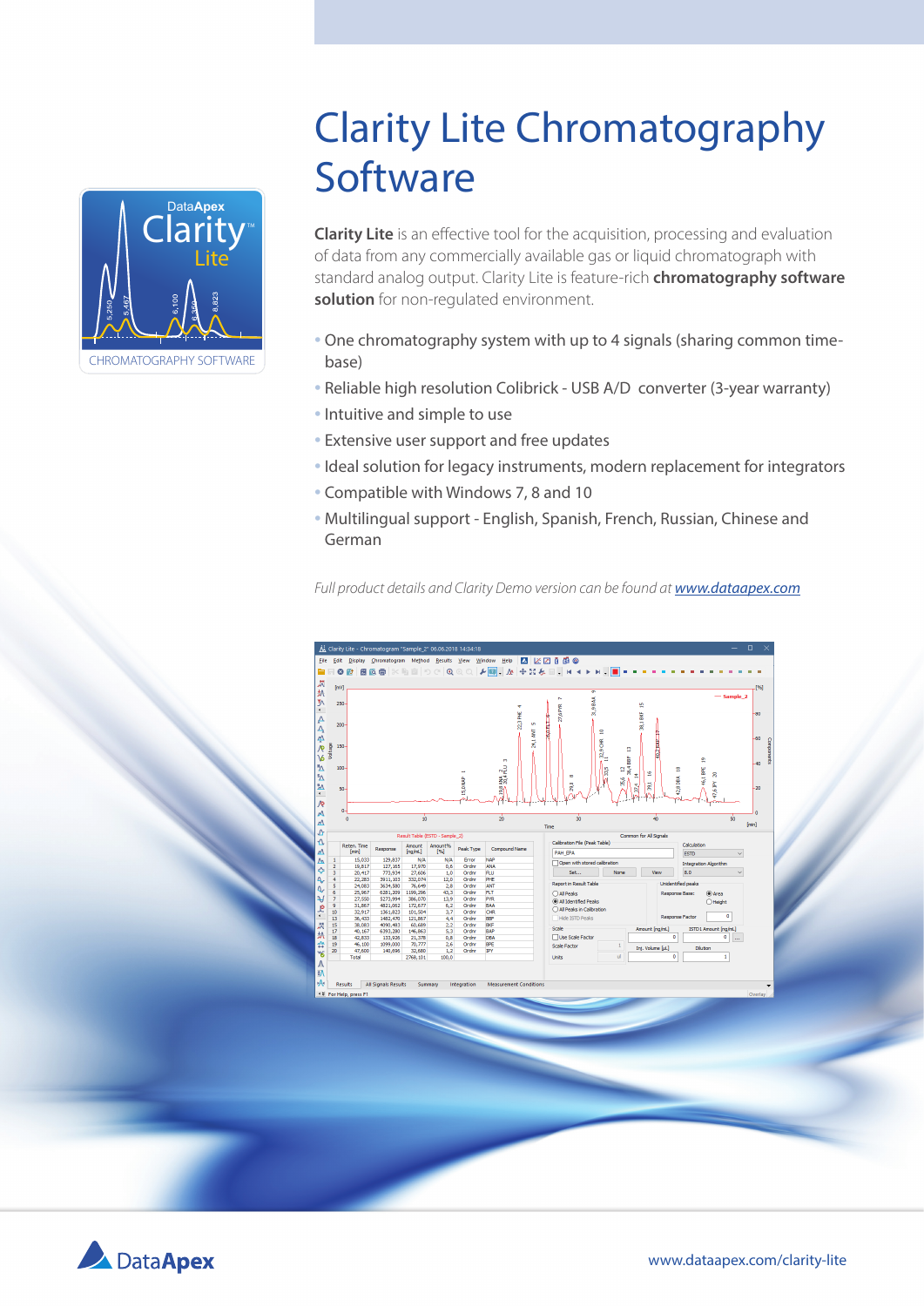# Clarity Lite Chromatography Software

**Clarity Lite** is an effective tool for the acquisition, processing and evaluation of data from any commercially available gas or liquid chromatograph with standard analog output. Clarity Lite is feature-rich **chromatography software solution** for non-regulated environment.

- One chromatography system with up to 4 signals (sharing common time-base)
- Reliable high resolution Colibrick - USB A/D converter (3-year warranty)
- Intuitive and simple to use
- Extensive user support and free updates
- Ideal solution for legacy instruments, modern replacement for integrators
- Compatible with Windows 7, 8 and 10
- Multilingual support - English, Spanish, French, Russian, Chinese and German

*Full product details and Clarity Demo version can be found at [www.dataapex.com](www.dataapex.com)*

www.dataapex.com/clarity-lite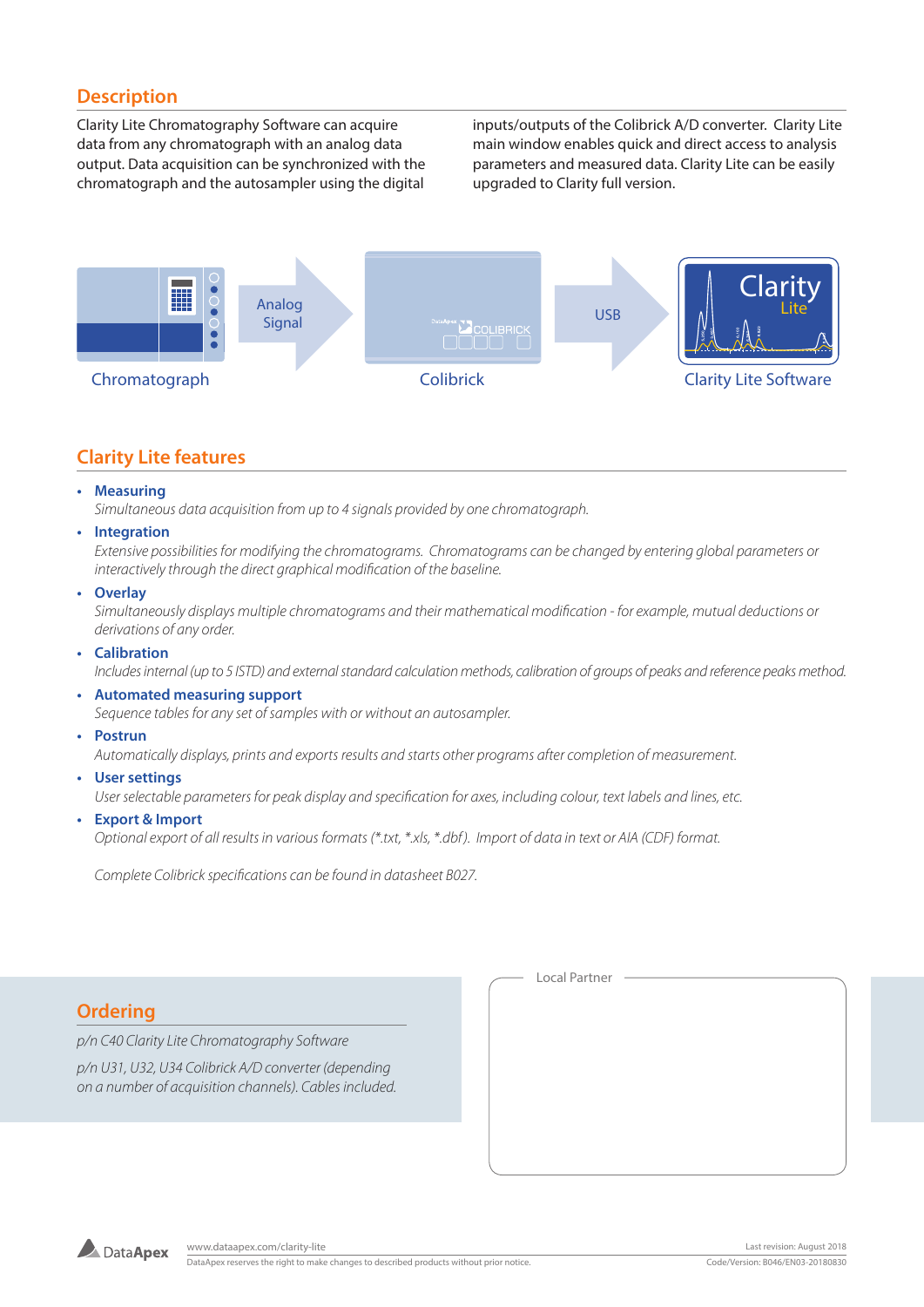## Description

Clarity Lite Chromatography Software can acquire data from any chromatograph with an analog data output. Data acquisition can be synchronized with the chromatograph and the autosampler using the digital inputs/outputs of the Colibrick A/D converter. Clarity Lite main window enables quick and direct access to analysis parameters and measured data. Clarity Lite can be easily upgraded to Clarity full version.

Chromatograph

Analog Signal

Colibrick

USB

Clarity Lite Software

## Clarity Lite features

- **Measuring**
  *Simultaneous data acquisition from up to 4 signals provided by one chromatograph.*
- **Integration**
  *Extensive possibilities for modifying the chromatograms. Chromatograms can be changed by entering global parameters or interactively through the direct graphical modification of the baseline.*
- **Overlay**
  *Simultaneously displays multiple chromatograms and their mathematical modification - for example, mutual deductions or derivations of any order.*
- **Calibration**
  *Includes internal (up to 5 ISTD) and external standard calculation methods, calibration of groups of peaks and reference peaks method.*
- **Automated measuring support**
  *Sequence tables for any set of samples with or without an autosampler.*
- **Postrun**
  *Automatically displays, prints and exports results and starts other programs after completion of measurement.*
- **User settings**
  *User selectable parameters for peak display and specification for axes, including colour, text labels and lines, etc.*
- **Export & Import**
  *Optional export of all results in various formats (*.txt, *.xls, *.dbf). Import of data in text or AIA (CDF) format.*

*Complete Colibrick specifications can be found in datasheet B027.*

## Ordering

*p/n C40 Clarity Lite Chromatography Software*

*p/n U31, U32, U34 Colibrick A/D converter (depending on a number of acquisition channels). Cables included.*

Local Partner

www.dataapex.com/clarity-lite
DataApex reserves the right to make changes to described products without prior notice.

Last revision: August 2018
Code/Version: B046/EN03-20180830